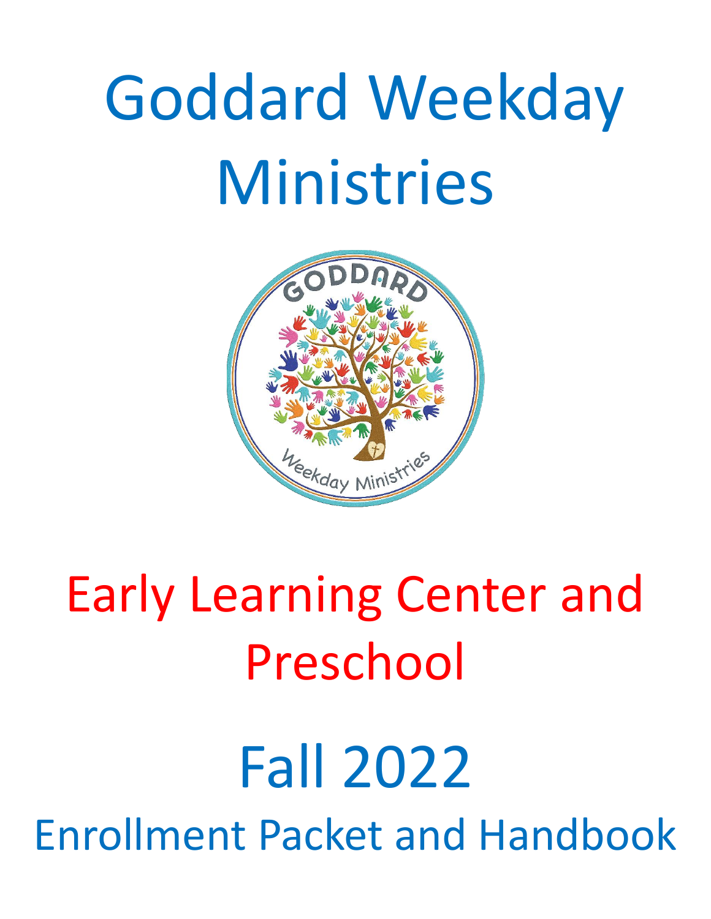# Goddard Weekday Ministries

## Early Learning Center and Preschool

# Fall 2022

## Enrollment Packet and Handbook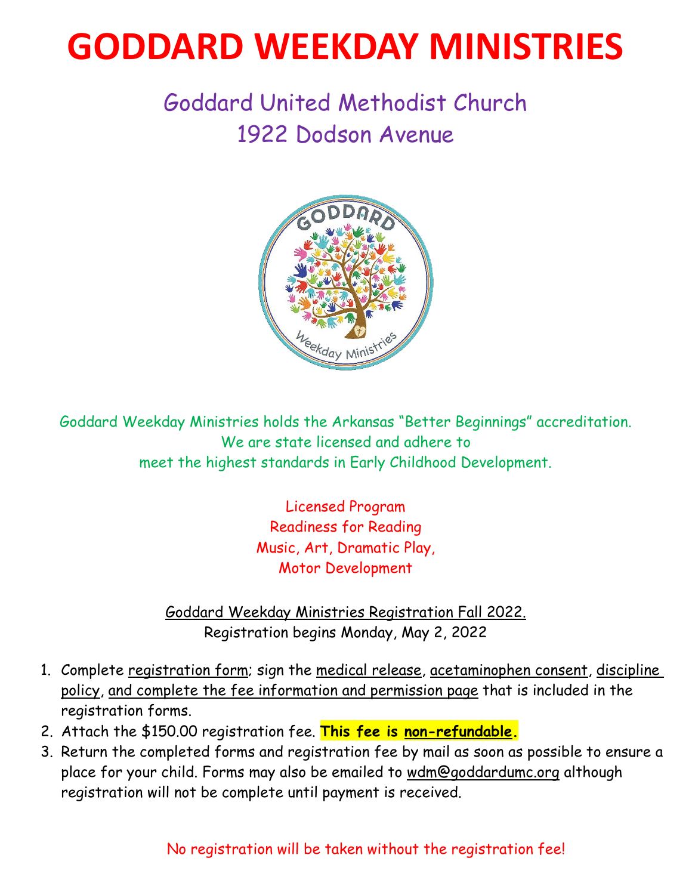# GODDARD WEEKDAY MINISTRIES

## Goddard United Methodist Church
## 1922 Dodson Avenue

Goddard Weekday Ministries holds the Arkansas "Better Beginnings" accreditation.
We are state licensed and adhere to
meet the highest standards in Early Childhood Development.

Licensed Program
Readiness for Reading
Music, Art, Dramatic Play,
Motor Development

Goddard Weekday Ministries Registration Fall 2022.
Registration begins Monday, May 2, 2022

1. Complete registration form; sign the medical release, acetaminophen consent, discipline policy, and complete the fee information and permission page that is included in the registration forms.
2. Attach the $150.00 registration fee. **This fee is non-refundable.**
3. Return the completed forms and registration fee by mail as soon as possible to ensure a place for your child. Forms may also be emailed to wdm@goddardumc.org although registration will not be complete until payment is received.

No registration will be taken without the registration fee!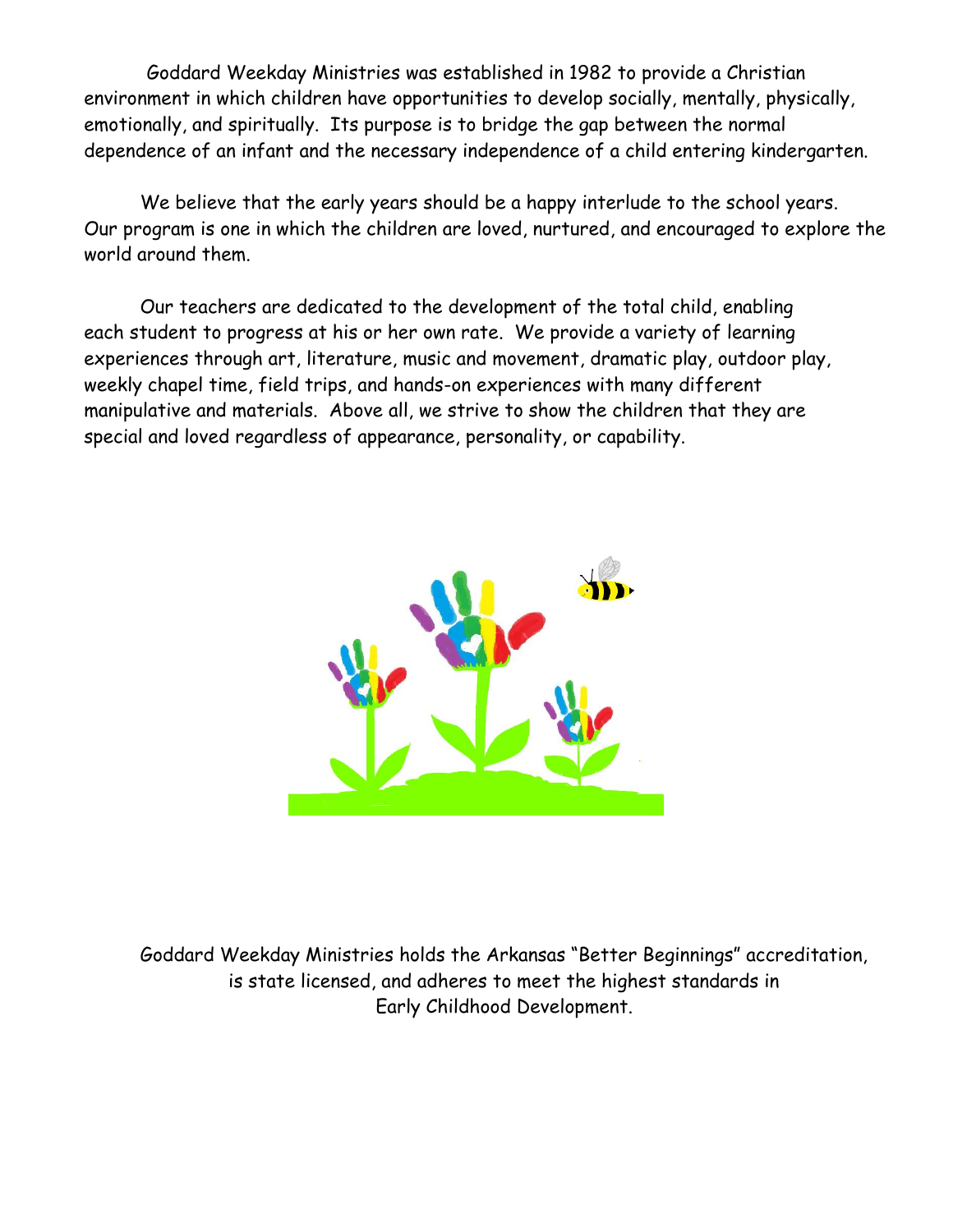Goddard Weekday Ministries was established in 1982 to provide a Christian environment in which children have opportunities to develop socially, mentally, physically, emotionally, and spiritually. Its purpose is to bridge the gap between the normal dependence of an infant and the necessary independence of a child entering kindergarten.

We believe that the early years should be a happy interlude to the school years. Our program is one in which the children are loved, nurtured, and encouraged to explore the world around them.

Our teachers are dedicated to the development of the total child, enabling each student to progress at his or her own rate. We provide a variety of learning experiences through art, literature, music and movement, dramatic play, outdoor play, weekly chapel time, field trips, and hands-on experiences with many different manipulative and materials. Above all, we strive to show the children that they are special and loved regardless of appearance, personality, or capability.

Goddard Weekday Ministries holds the Arkansas "Better Beginnings" accreditation, is state licensed, and adheres to meet the highest standards in Early Childhood Development.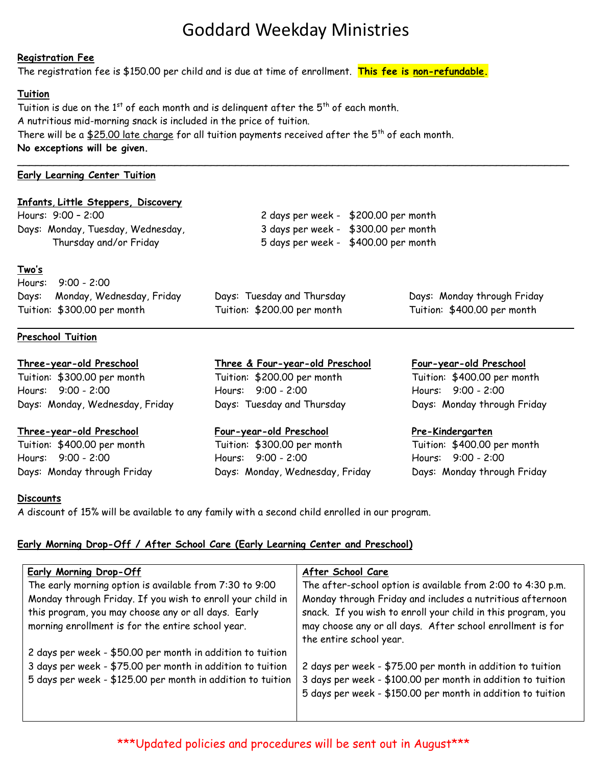# Goddard Weekday Ministries

**Registration Fee**

The registration fee is $150.00 per child and is due at time of enrollment. **This fee is non-refundable.**

**Tuition**

Tuition is due on the 1st of each month and is delinquent after the 5th of each month.
A nutritious mid-morning snack is included in the price of tuition.
There will be a $25.00 late charge for all tuition payments received after the 5th of each month.
**No exceptions will be given.**

---

**Early Learning Center Tuition**

**Infants, Little Steppers, Discovery**

Hours: 9:00 – 2:00
Days: Monday, Tuesday, Wednesday, Thursday and/or Friday

2 days per week - $200.00 per month
3 days per week - $300.00 per month
5 days per week - $400.00 per month

**Two's**

Hours: 9:00 - 2:00

Days: Monday, Wednesday, Friday
Tuition: $300.00 per month

Days: Tuesday and Thursday
Tuition: $200.00 per month

Days: Monday through Friday
Tuition: $400.00 per month

---

**Preschool Tuition**

**Three-year-old Preschool**
Tuition: $300.00 per month
Hours: 9:00 - 2:00
Days: Monday, Wednesday, Friday

**Three & Four-year-old Preschool**
Tuition: $200.00 per month
Hours: 9:00 - 2:00
Days: Tuesday and Thursday

**Four-year-old Preschool**
Tuition: $400.00 per month
Hours: 9:00 - 2:00
Days: Monday through Friday

**Three-year-old Preschool**
Tuition: $400.00 per month
Hours: 9:00 - 2:00
Days: Monday through Friday

**Four-year-old Preschool**
Tuition: $300.00 per month
Hours: 9:00 - 2:00
Days: Monday, Wednesday, Friday

**Pre-Kindergarten**
Tuition: $400.00 per month
Hours: 9:00 - 2:00
Days: Monday through Friday

**Discounts**

A discount of 15% will be available to any family with a second child enrolled in our program.

**Early Morning Drop-Off / After School Care (Early Learning Center and Preschool)**

| Early Morning Drop-Off | After School Care |
|---|---|
| The early morning option is available from 7:30 to 9:00 Monday through Friday. If you wish to enroll your child in this program, you may choose any or all days. Early morning enrollment is for the entire school year. | The after-school option is available from 2:00 to 4:30 p.m. Monday through Friday and includes a nutritious afternoon snack. If you wish to enroll your child in this program, you may choose any or all days. After school enrollment is for the entire school year. |
| 2 days per week - $50.00 per month in addition to tuition<br>3 days per week - $75.00 per month in addition to tuition<br>5 days per week - $125.00 per month in addition to tuition | 2 days per week - $75.00 per month in addition to tuition<br>3 days per week - $100.00 per month in addition to tuition<br>5 days per week - $150.00 per month in addition to tuition |

\*\*\*Updated policies and procedures will be sent out in August\*\*\*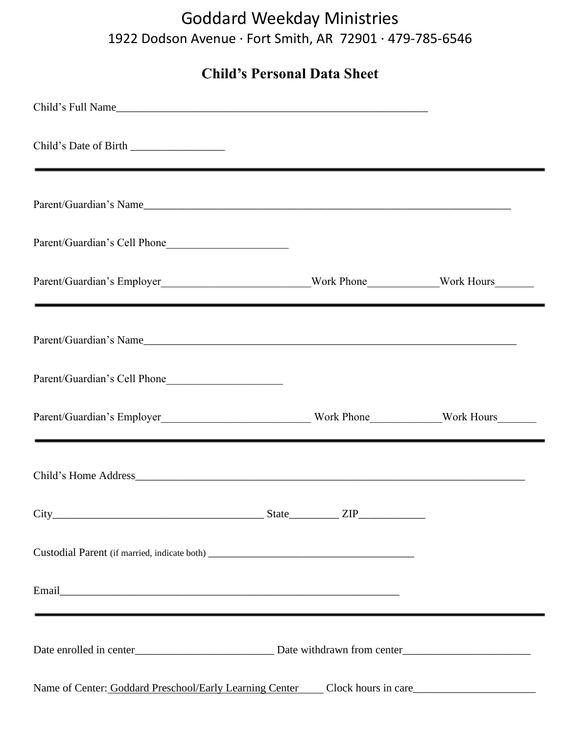# Goddard Weekday Ministries

1922 Dodson Avenue · Fort Smith, AR  72901 · 479-785-6546

## Child's Personal Data Sheet

Child's Full Name________________________________________________________

Child's Date of Birth _________________

---

Parent/Guardian's Name____________________________________________________________________

Parent/Guardian's Cell Phone______________________

Parent/Guardian's Employer___________________________Work Phone_____________Work Hours_______

---

Parent/Guardian's Name_____________________________________________________________________

Parent/Guardian's Cell Phone_____________________

Parent/Guardian's Employer___________________________ Work Phone_____________Work Hours_______

---

Child's Home Address________________________________________________________________________

City______________________________________ State_________ ZIP____________

Custodial Parent (if married, indicate both) _____________________________________

Email______________________________________________________________

---

Date enrolled in center_________________________ Date withdrawn from center_______________________

Name of Center: Goddard Preschool/Early Learning Center _____ Clock hours in care______________________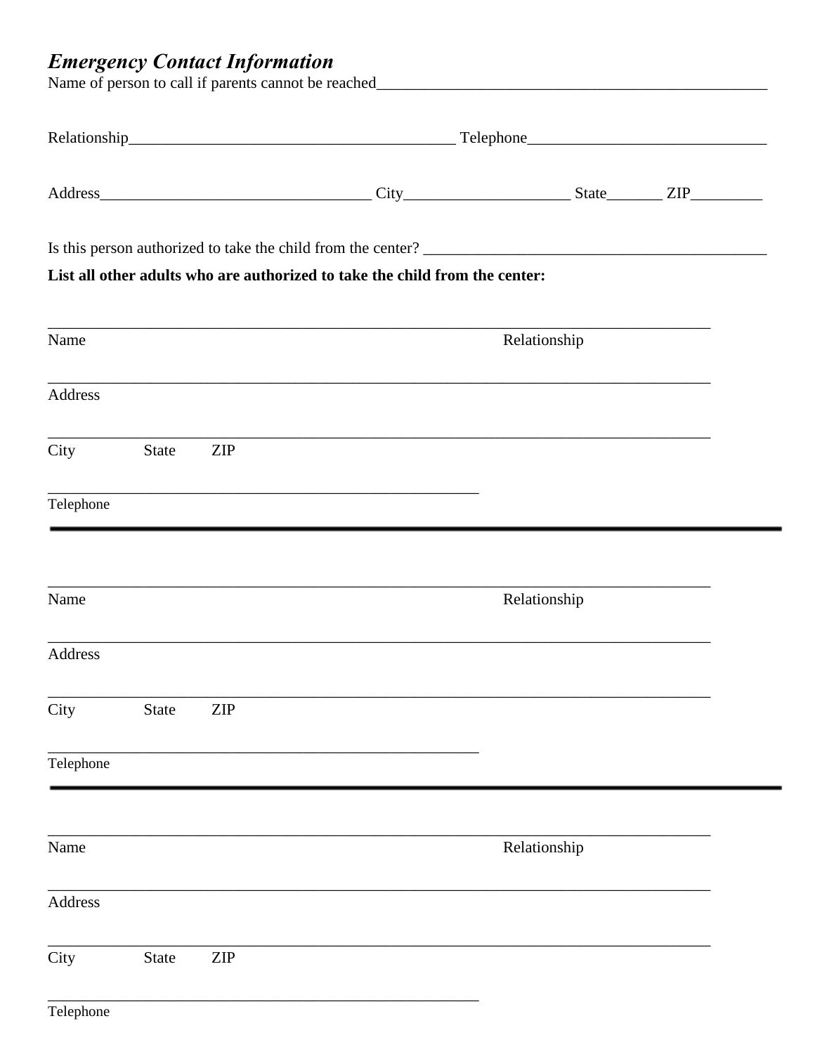## *Emergency Contact Information*

Name of person to call if parents cannot be reached___________________________________________________

Relationship_________________________________________ Telephone______________________________

Address___________________________________ City_____________________ State_______ ZIP_________

Is this person authorized to take the child from the center? ____________________________________________

**List all other adults who are authorized to take the child from the center:**

_____________________________________________________________________________________

Name Relationship

_____________________________________________________________________________________

Address

_____________________________________________________________________________________

City State ZIP

________________________________________________________

Telephone

---

_____________________________________________________________________________________

Name Relationship

_____________________________________________________________________________________

Address

_____________________________________________________________________________________

City State ZIP

________________________________________________________

Telephone

---

_____________________________________________________________________________________

Name Relationship

_____________________________________________________________________________________

Address

_____________________________________________________________________________________

City State ZIP

________________________________________________________

Telephone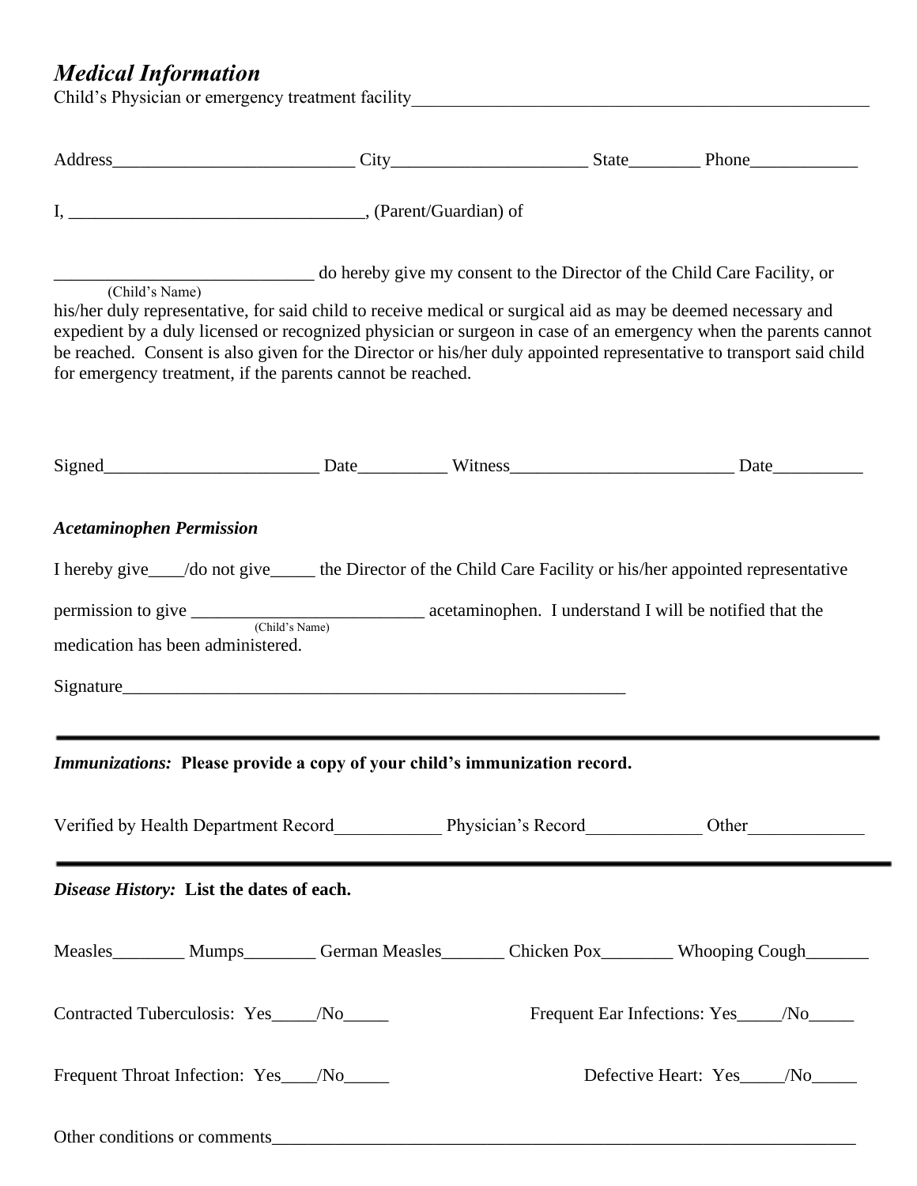## *Medical Information*

Child's Physician or emergency treatment facility_____________________________________________________

Address___________________________ City_____________________ State________ Phone____________

I, _________________________________, (Parent/Guardian) of

_____________________________ do hereby give my consent to the Director of the Child Care Facility, or
(Child's Name)
his/her duly representative, for said child to receive medical or surgical aid as may be deemed necessary and expedient by a duly licensed or recognized physician or surgeon in case of an emergency when the parents cannot be reached. Consent is also given for the Director or his/her duly appointed representative to transport said child for emergency treatment, if the parents cannot be reached.

Signed________________________ Date__________ Witness_________________________ Date__________

### *Acetaminophen Permission*

I hereby give____/do not give_____ the Director of the Child Care Facility or his/her appointed representative

permission to give __________________________ acetaminophen. I understand I will be notified that the
(Child's Name)
medication has been administered.

Signature__________________________________________________________

---

***Immunizations:*** **Please provide a copy of your child's immunization record.**

Verified by Health Department Record____________ Physician's Record_____________ Other_____________

---

***Disease History:*** **List the dates of each.**

Measles________ Mumps________ German Measles_______ Chicken Pox________ Whooping Cough_______

Contracted Tuberculosis: Yes_____/No_____ Frequent Ear Infections: Yes_____/No_____

Frequent Throat Infection: Yes____/No_____ Defective Heart: Yes_____/No_____

Other conditions or comments______________________________________________________________________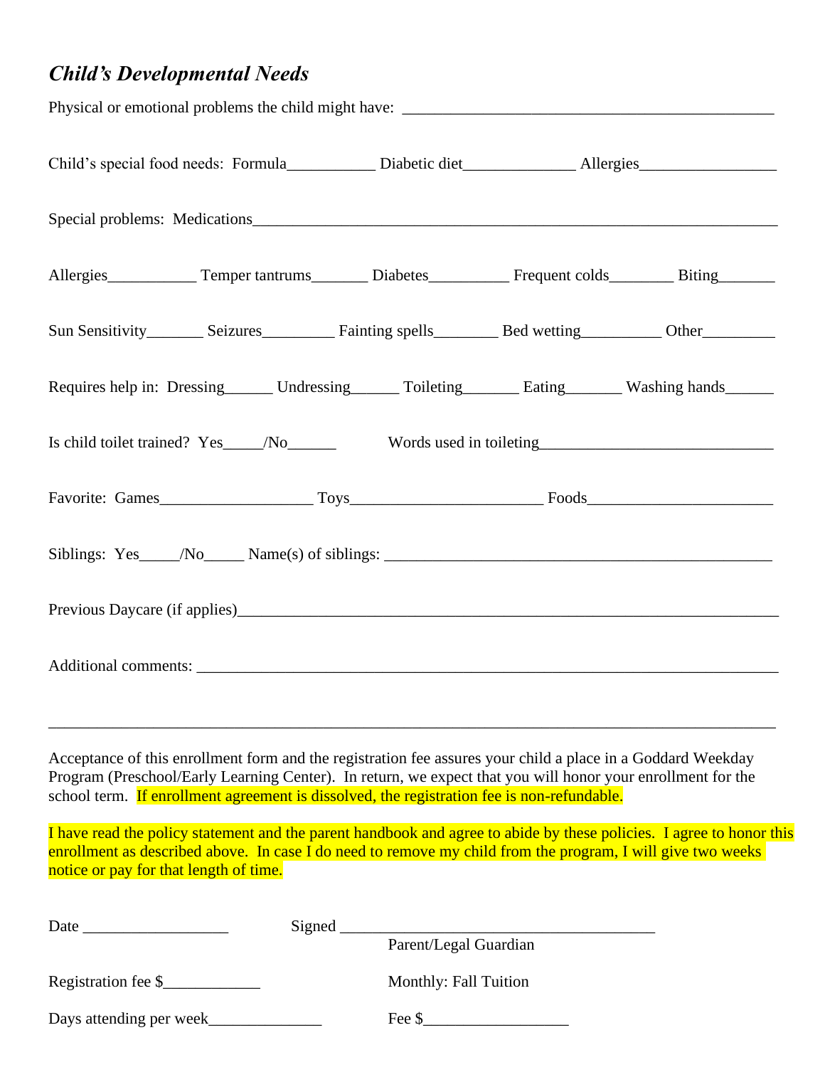## *Child's Developmental Needs*

Physical or emotional problems the child might have: ______________________________________________

Child's special food needs: Formula___________ Diabetic diet______________ Allergies_________________

Special problems: Medications___________________________________________________________________

Allergies___________ Temper tantrums_______ Diabetes__________ Frequent colds________ Biting_______

Sun Sensitivity_______ Seizures_________ Fainting spells________ Bed wetting__________ Other_________

Requires help in: Dressing______ Undressing______ Toileting_______ Eating_______ Washing hands______

Is child toilet trained? Yes_____/No______ Words used in toileting_____________________________

Favorite: Games___________________ Toys________________________ Foods_______________________

Siblings: Yes_____/No_____ Name(s) of siblings: _________________________________________________

Previous Daycare (if applies)_____________________________________________________________________

Additional comments: ___________________________________________________________________________

_____________________________________________________________________________________________

Acceptance of this enrollment form and the registration fee assures your child a place in a Goddard Weekday Program (Preschool/Early Learning Center). In return, we expect that you will honor your enrollment for the school term. If enrollment agreement is dissolved, the registration fee is non-refundable.

I have read the policy statement and the parent handbook and agree to abide by these policies. I agree to honor this enrollment as described above. In case I do need to remove my child from the program, I will give two weeks notice or pay for that length of time.

Date __________________ Signed ________________________________________

Parent/Legal Guardian

Registration fee $____________ Monthly: Fall Tuition

Days attending per week______________ Fee $__________________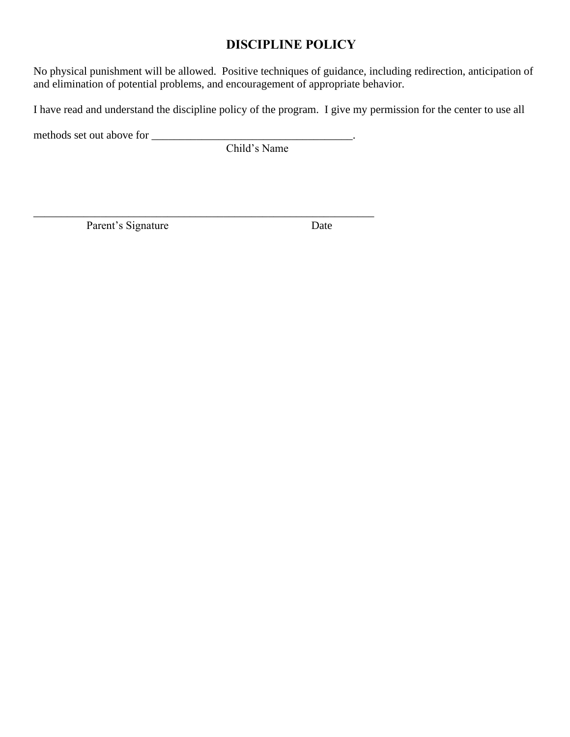# DISCIPLINE POLICY

No physical punishment will be allowed. Positive techniques of guidance, including redirection, anticipation of and elimination of potential problems, and encouragement of appropriate behavior.

I have read and understand the discipline policy of the program. I give my permission for the center to use all

methods set out above for ___________________________________.
Child's Name

_____________________________________________________________
Parent's Signature Date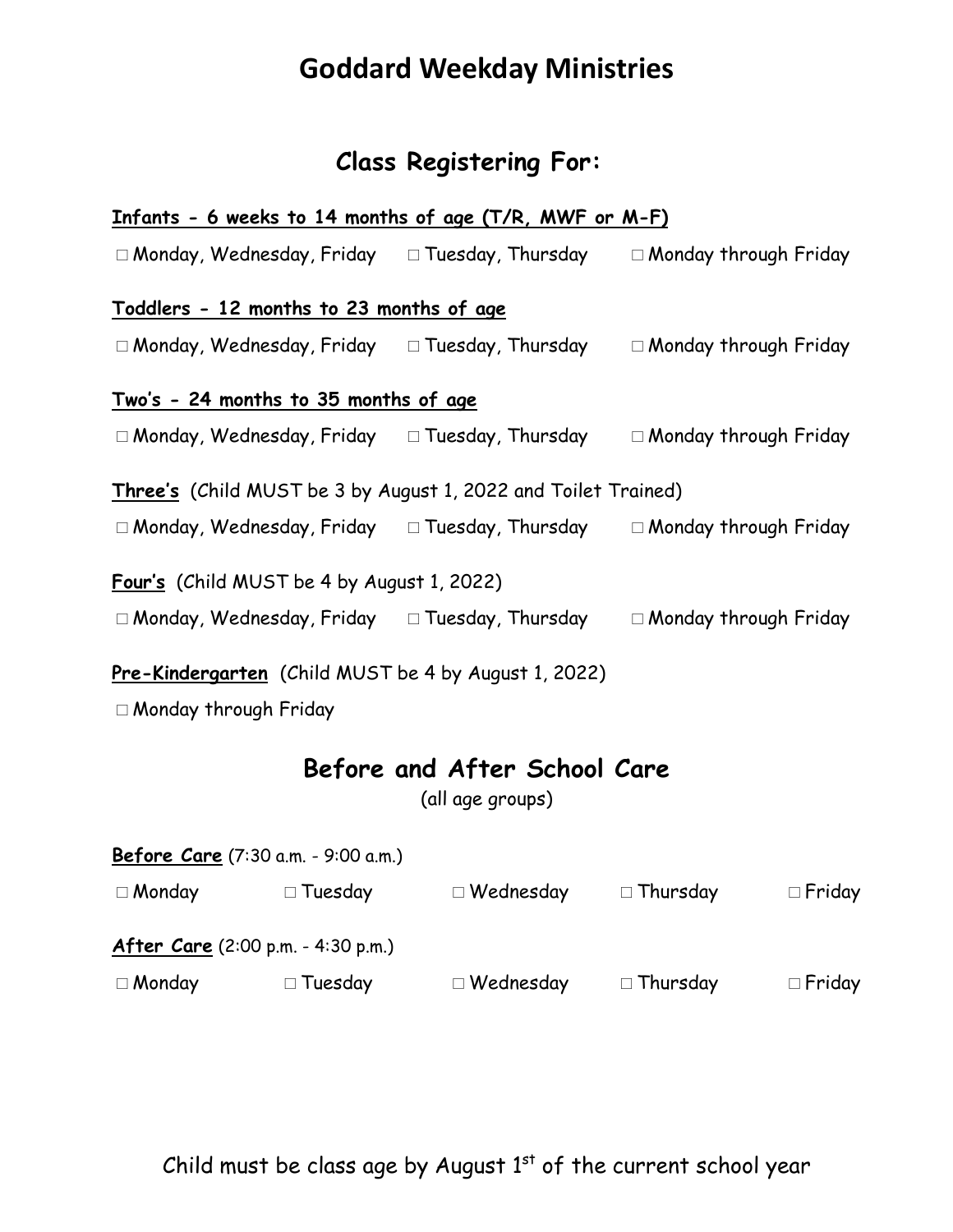# Goddard Weekday Ministries

## Class Registering For:

**Infants - 6 weeks to 14 months of age (T/R, MWF or M-F)**

□ Monday, Wednesday, Friday □ Tuesday, Thursday □ Monday through Friday

**Toddlers - 12 months to 23 months of age**

□ Monday, Wednesday, Friday □ Tuesday, Thursday □ Monday through Friday

**Two's - 24 months to 35 months of age**

□ Monday, Wednesday, Friday □ Tuesday, Thursday □ Monday through Friday

**Three's** (Child MUST be 3 by August 1, 2022 and Toilet Trained)

□ Monday, Wednesday, Friday □ Tuesday, Thursday □ Monday through Friday

**Four's** (Child MUST be 4 by August 1, 2022)

□ Monday, Wednesday, Friday □ Tuesday, Thursday □ Monday through Friday

**Pre-Kindergarten** (Child MUST be 4 by August 1, 2022)

□ Monday through Friday

## Before and After School Care

(all age groups)

**Before Care** (7:30 a.m. - 9:00 a.m.)

□ Monday □ Tuesday □ Wednesday □ Thursday □ Friday

**After Care** (2:00 p.m. - 4:30 p.m.)

□ Monday □ Tuesday □ Wednesday □ Thursday □ Friday

Child must be class age by August 1st of the current school year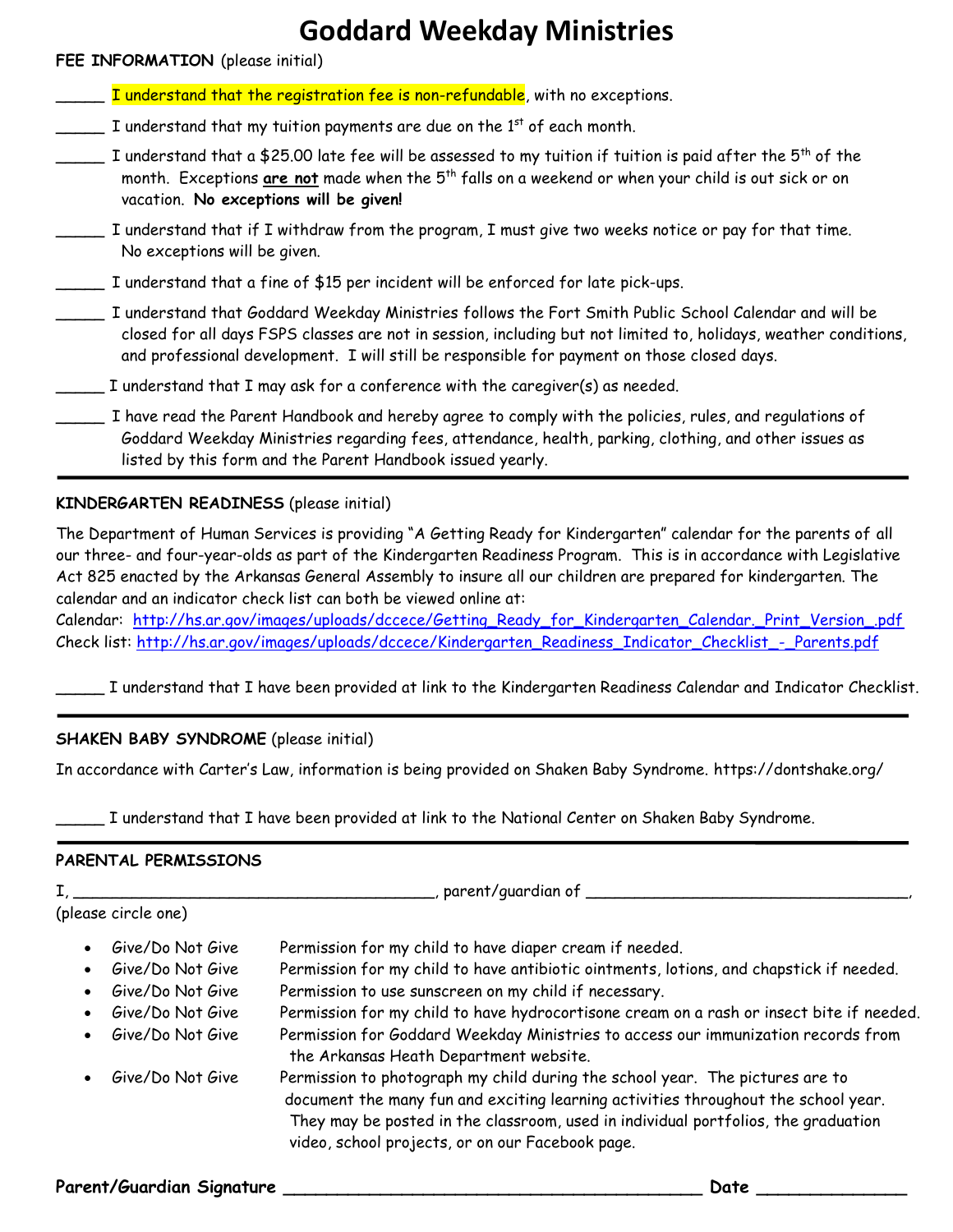# Goddard Weekday Ministries

**FEE INFORMATION** (please initial)

_____ I understand that the registration fee is non-refundable, with no exceptions.

_____ I understand that my tuition payments are due on the 1st of each month.

_____ I understand that a $25.00 late fee will be assessed to my tuition if tuition is paid after the 5th of the month. Exceptions **are not** made when the 5th falls on a weekend or when your child is out sick or on vacation. **No exceptions will be given!**

_____ I understand that if I withdraw from the program, I must give two weeks notice or pay for that time. No exceptions will be given.

_____ I understand that a fine of $15 per incident will be enforced for late pick-ups.

_____ I understand that Goddard Weekday Ministries follows the Fort Smith Public School Calendar and will be closed for all days FSPS classes are not in session, including but not limited to, holidays, weather conditions, and professional development. I will still be responsible for payment on those closed days.

_____ I understand that I may ask for a conference with the caregiver(s) as needed.

_____ I have read the Parent Handbook and hereby agree to comply with the policies, rules, and regulations of Goddard Weekday Ministries regarding fees, attendance, health, parking, clothing, and other issues as listed by this form and the Parent Handbook issued yearly.

---

**KINDERGARTEN READINESS** (please initial)

The Department of Human Services is providing "A Getting Ready for Kindergarten" calendar for the parents of all our three- and four-year-olds as part of the Kindergarten Readiness Program. This is in accordance with Legislative Act 825 enacted by the Arkansas General Assembly to insure all our children are prepared for kindergarten. The calendar and an indicator check list can both be viewed online at:
Calendar: http://hs.ar.gov/images/uploads/dccece/Getting_Ready_for_Kindergarten_Calendar._Print_Version_.pdf
Check list: http://hs.ar.gov/images/uploads/dccece/Kindergarten_Readiness_Indicator_Checklist_-_Parents.pdf

_____ I understand that I have been provided at link to the Kindergarten Readiness Calendar and Indicator Checklist.

---

**SHAKEN BABY SYNDROME** (please initial)

In accordance with Carter's Law, information is being provided on Shaken Baby Syndrome. https://dontshake.org/

_____ I understand that I have been provided at link to the National Center on Shaken Baby Syndrome.

---

**PARENTAL PERMISSIONS**

I, _____________________________________, parent/guardian of _________________________________,
(please circle one)

- Give/Do Not Give Permission for my child to have diaper cream if needed.
- Give/Do Not Give Permission for my child to have antibiotic ointments, lotions, and chapstick if needed.
- Give/Do Not Give Permission to use sunscreen on my child if necessary.
- Give/Do Not Give Permission for my child to have hydrocortisone cream on a rash or insect bite if needed.
- Give/Do Not Give Permission for Goddard Weekday Ministries to access our immunization records from the Arkansas Heath Department website.
- Give/Do Not Give Permission to photograph my child during the school year. The pictures are to document the many fun and exciting learning activities throughout the school year. They may be posted in the classroom, used in individual portfolios, the graduation video, school projects, or on our Facebook page.

**Parent/Guardian Signature** ________________________________________ **Date** ______________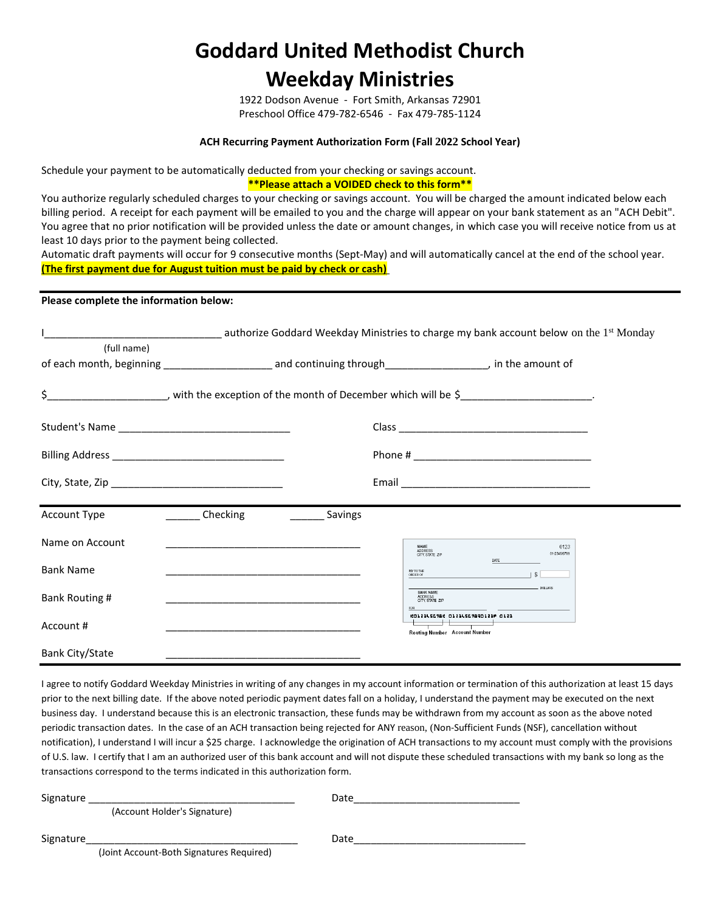# Goddard United Methodist Church

# Weekday Ministries

1922 Dodson Avenue - Fort Smith, Arkansas 72901
Preschool Office 479-782-6546 - Fax 479-785-1124

**ACH Recurring Payment Authorization Form (Fall 2022 School Year)**

Schedule your payment to be automatically deducted from your checking or savings account.

**\*\*Please attach a VOIDED check to this form\*\***

You authorize regularly scheduled charges to your checking or savings account. You will be charged the amount indicated below each billing period. A receipt for each payment will be emailed to you and the charge will appear on your bank statement as an "ACH Debit". You agree that no prior notification will be provided unless the date or amount changes, in which case you will receive notice from us at least 10 days prior to the payment being collected.

Automatic draft payments will occur for 9 consecutive months (Sept-May) and will automatically cancel at the end of the school year.

**(The first payment due for August tuition must be paid by check or cash)**

**Please complete the information below:**

I______________________________ authorize Goddard Weekday Ministries to charge my bank account below on the 1st Monday
(full name)

of each month, beginning __________________ and continuing through_________________, in the amount of

$____________________, with the exception of the month of December which will be $______________________.

Student's Name _____________________________ Class _________________________________

Billing Address ______________________________ Phone # ________________________________

City, State, Zip ______________________________ Email _________________________________

Account Type ______ Checking ______ Savings

Name on Account ___________________________________

Bank Name ___________________________________

Bank Routing # ___________________________________

Account # ___________________________________

Bank City/State ___________________________________

I agree to notify Goddard Weekday Ministries in writing of any changes in my account information or termination of this authorization at least 15 days prior to the next billing date. If the above noted periodic payment dates fall on a holiday, I understand the payment may be executed on the next business day. I understand because this is an electronic transaction, these funds may be withdrawn from my account as soon as the above noted periodic transaction dates. In the case of an ACH transaction being rejected for ANY reason, (Non-Sufficient Funds (NSF), cancellation without notification), I understand I will incur a $25 charge. I acknowledge the origination of ACH transactions to my account must comply with the provisions of U.S. law. I certify that I am an authorized user of this bank account and will not dispute these scheduled transactions with my bank so long as the transactions correspond to the terms indicated in this authorization form.

Signature ____________________________________ Date_____________________________
(Account Holder's Signature)

Signature____________________________________ Date_____________________________
(Joint Account-Both Signatures Required)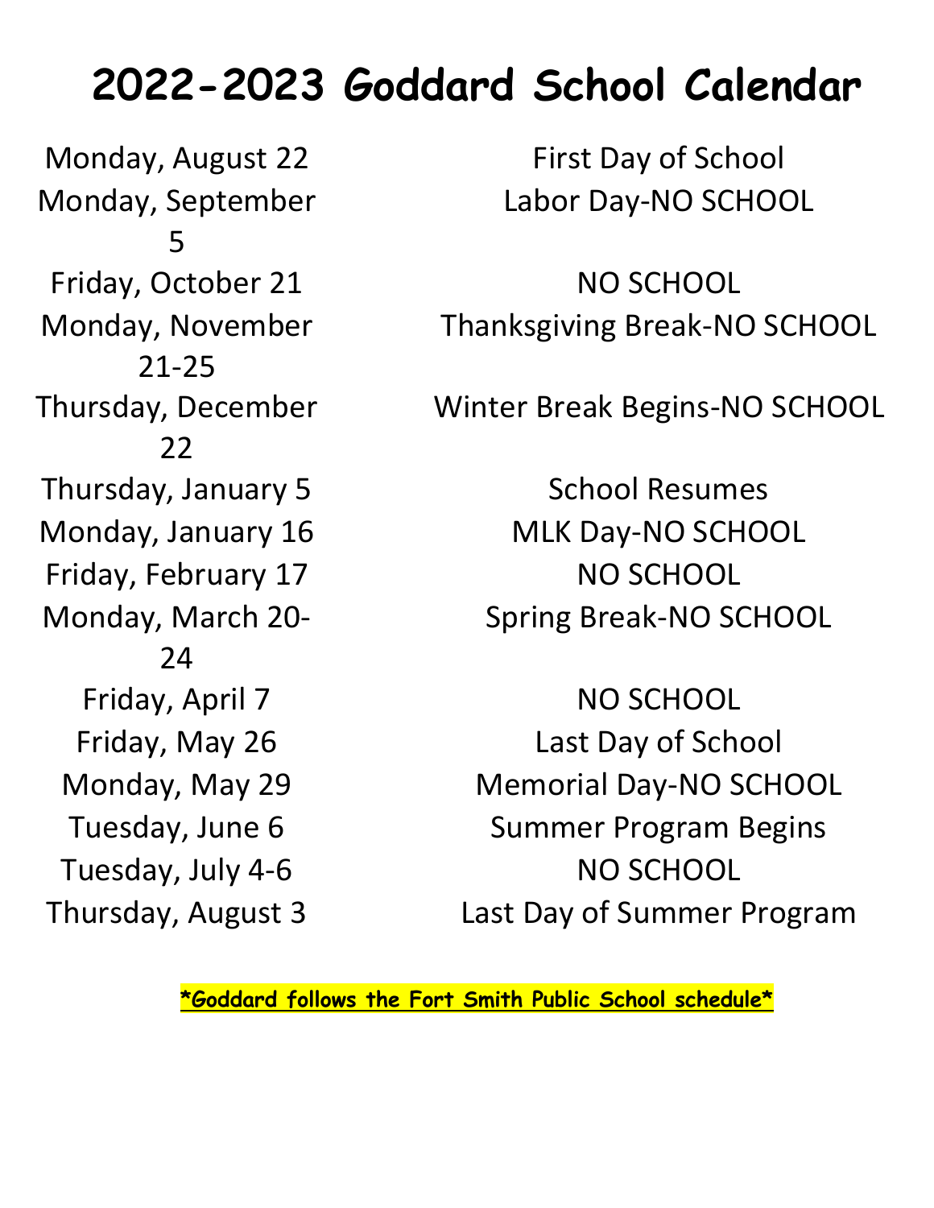# 2022-2023 Goddard School Calendar

| | |
|---|---|
| Monday, August 22 | First Day of School |
| Monday, September 5 | Labor Day-NO SCHOOL |
| Friday, October 21 | NO SCHOOL |
| Monday, November 21-25 | Thanksgiving Break-NO SCHOOL |
| Thursday, December 22 | Winter Break Begins-NO SCHOOL |
| Thursday, January 5 | School Resumes |
| Monday, January 16 | MLK Day-NO SCHOOL |
| Friday, February 17 | NO SCHOOL |
| Monday, March 20-24 | Spring Break-NO SCHOOL |
| Friday, April 7 | NO SCHOOL |
| Friday, May 26 | Last Day of School |
| Monday, May 29 | Memorial Day-NO SCHOOL |
| Tuesday, June 6 | Summer Program Begins |
| Tuesday, July 4-6 | NO SCHOOL |
| Thursday, August 3 | Last Day of Summer Program |

***Goddard follows the Fort Smith Public School schedule***